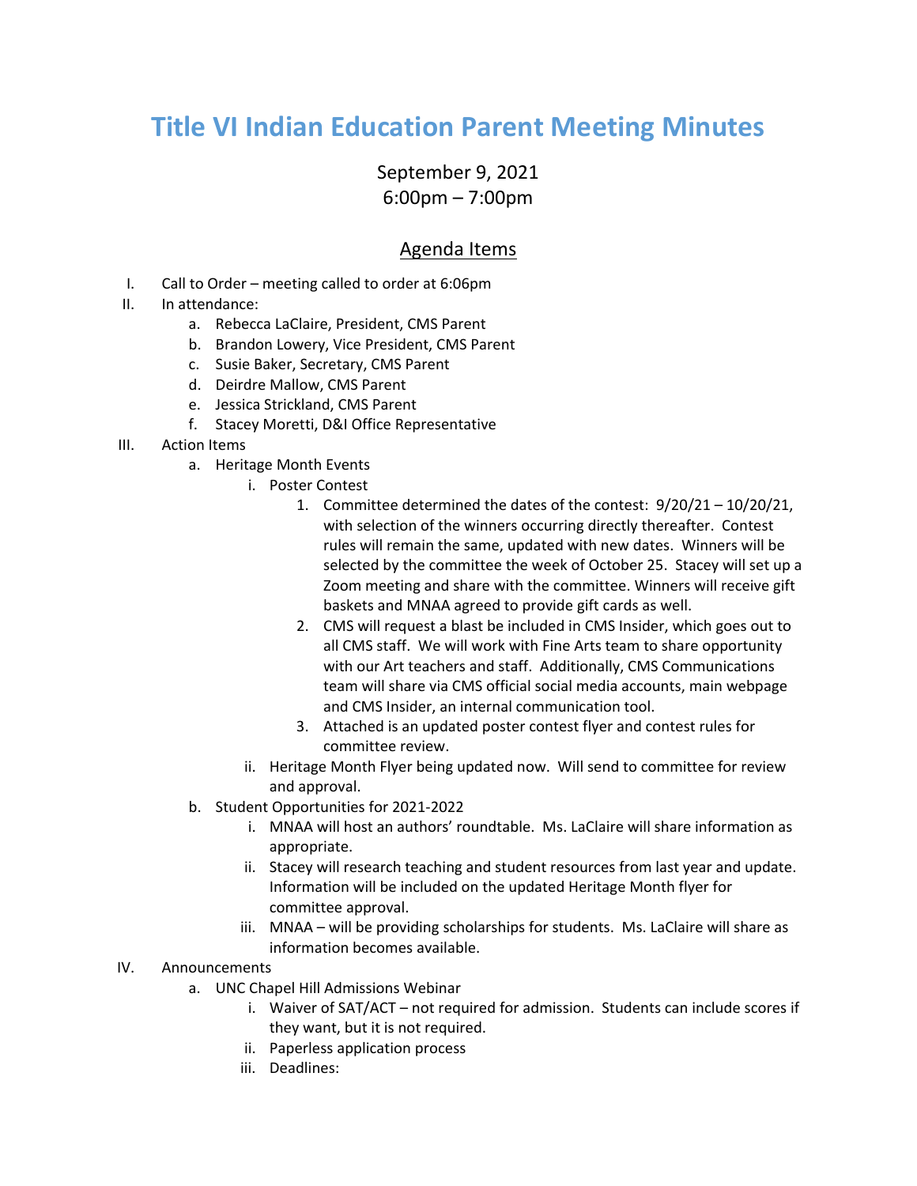# Title VI Indian Education Parent Meeting Minutes

September 9, 2021
6:00pm – 7:00pm

## Agenda Items

I. Call to Order – meeting called to order at 6:06pm

II. In attendance:
   a. Rebecca LaClaire, President, CMS Parent
   b. Brandon Lowery, Vice President, CMS Parent
   c. Susie Baker, Secretary, CMS Parent
   d. Deirdre Mallow, CMS Parent
   e. Jessica Strickland, CMS Parent
   f. Stacey Moretti, D&I Office Representative

III. Action Items
   a. Heritage Month Events
      i. Poster Contest
         1. Committee determined the dates of the contest: 9/20/21 – 10/20/21, with selection of the winners occurring directly thereafter. Contest rules will remain the same, updated with new dates. Winners will be selected by the committee the week of October 25. Stacey will set up a Zoom meeting and share with the committee. Winners will receive gift baskets and MNAA agreed to provide gift cards as well.
         2. CMS will request a blast be included in CMS Insider, which goes out to all CMS staff. We will work with Fine Arts team to share opportunity with our Art teachers and staff. Additionally, CMS Communications team will share via CMS official social media accounts, main webpage and CMS Insider, an internal communication tool.
         3. Attached is an updated poster contest flyer and contest rules for committee review.
      ii. Heritage Month Flyer being updated now. Will send to committee for review and approval.
   b. Student Opportunities for 2021-2022
      i. MNAA will host an authors' roundtable. Ms. LaClaire will share information as appropriate.
      ii. Stacey will research teaching and student resources from last year and update. Information will be included on the updated Heritage Month flyer for committee approval.
      iii. MNAA – will be providing scholarships for students. Ms. LaClaire will share as information becomes available.

IV. Announcements
   a. UNC Chapel Hill Admissions Webinar
      i. Waiver of SAT/ACT – not required for admission. Students can include scores if they want, but it is not required.
      ii. Paperless application process
      iii. Deadlines: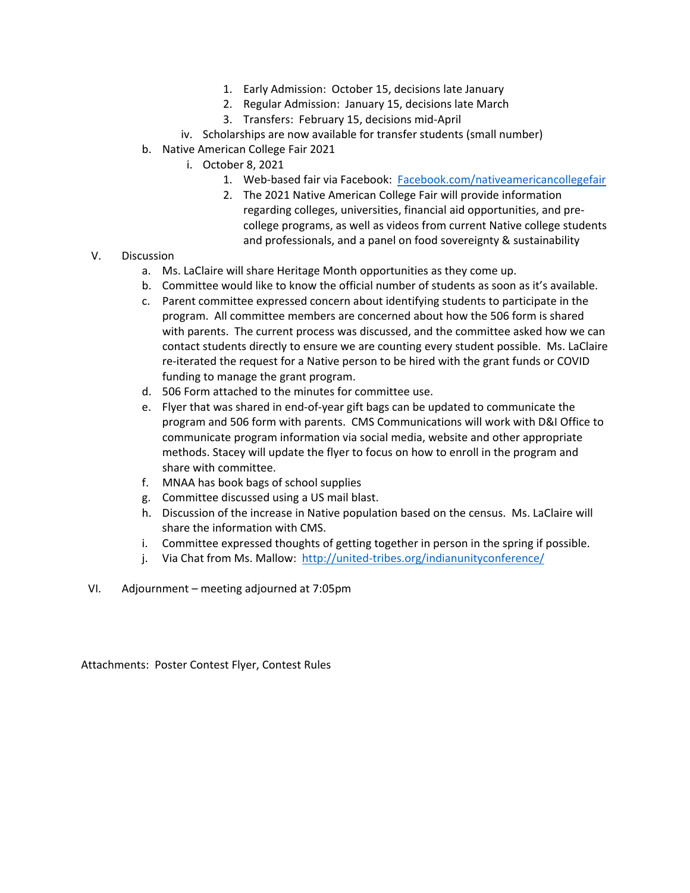1. Early Admission: October 15, decisions late January
2. Regular Admission: January 15, decisions late March
3. Transfers: February 15, decisions mid-April

iv. Scholarships are now available for transfer students (small number)

b. Native American College Fair 2021

i. October 8, 2021

1. Web-based fair via Facebook: [Facebook.com/nativeamericancollegefair](https://Facebook.com/nativeamericancollegefair)
2. The 2021 Native American College Fair will provide information regarding colleges, universities, financial aid opportunities, and pre-college programs, as well as videos from current Native college students and professionals, and a panel on food sovereignty & sustainability

V. Discussion

a. Ms. LaClaire will share Heritage Month opportunities as they come up.

b. Committee would like to know the official number of students as soon as it's available.

c. Parent committee expressed concern about identifying students to participate in the program. All committee members are concerned about how the 506 form is shared with parents. The current process was discussed, and the committee asked how we can contact students directly to ensure we are counting every student possible. Ms. LaClaire re-iterated the request for a Native person to be hired with the grant funds or COVID funding to manage the grant program.

d. 506 Form attached to the minutes for committee use.

e. Flyer that was shared in end-of-year gift bags can be updated to communicate the program and 506 form with parents. CMS Communications will work with D&I Office to communicate program information via social media, website and other appropriate methods. Stacey will update the flyer to focus on how to enroll in the program and share with committee.

f. MNAA has book bags of school supplies

g. Committee discussed using a US mail blast.

h. Discussion of the increase in Native population based on the census. Ms. LaClaire will share the information with CMS.

i. Committee expressed thoughts of getting together in person in the spring if possible.

j. Via Chat from Ms. Mallow: [http://united-tribes.org/indianunityconference/](http://united-tribes.org/indianunityconference/)

VI. Adjournment – meeting adjourned at 7:05pm

Attachments: Poster Contest Flyer, Contest Rules